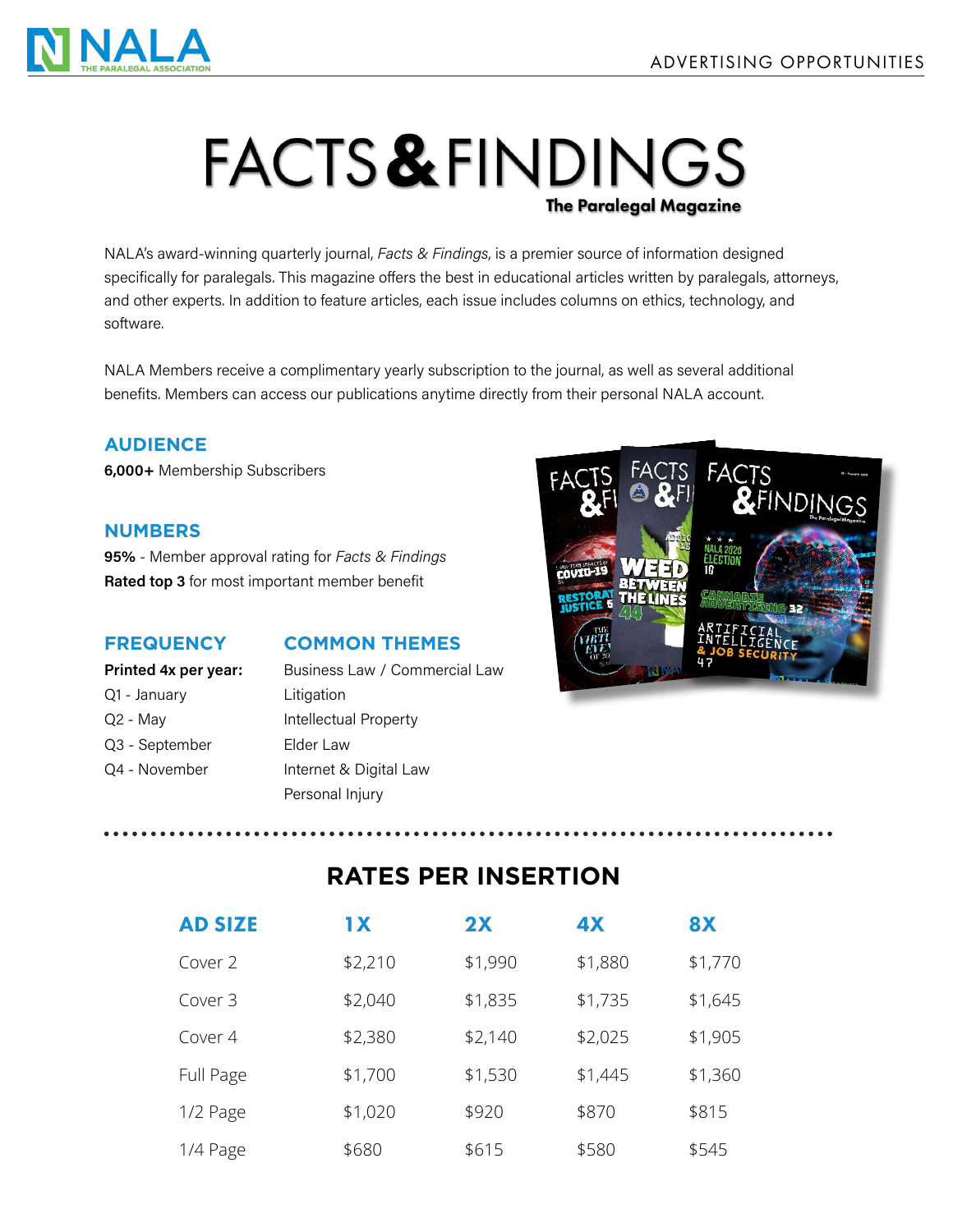# FACTS & FINDINGS

**The Paralegal Magazine**

NALA's award-winning quarterly journal, *Facts & Findings*, is a premier source of information designed specifically for paralegals. This magazine offers the best in educational articles written by paralegals, attorneys, and other experts. In addition to feature articles, each issue includes columns on ethics, technology, and software.

NALA Members receive a complimentary yearly subscription to the journal, as well as several additional benefits. Members can access our publications anytime directly from their personal NALA account.

## AUDIENCE

**6,000+** Membership Subscribers

## NUMBERS

**95%** - Member approval rating for *Facts & Findings*

**Rated top 3** for most important member benefit

## FREQUENCY

**Printed 4x per year:**

Q1 - January

Q2 - May

Q3 - September

Q4 - November

## COMMON THEMES

Business Law / Commercial Law

Litigation

Intellectual Property

Elder Law

Internet & Digital Law

Personal Injury

## RATES PER INSERTION

| AD SIZE | 1X | 2X | 4X | 8X |
|---|---|---|---|---|
| Cover 2 | $2,210 | $1,990 | $1,880 | $1,770 |
| Cover 3 | $2,040 | $1,835 | $1,735 | $1,645 |
| Cover 4 | $2,380 | $2,140 | $2,025 | $1,905 |
| Full Page | $1,700 | $1,530 | $1,445 | $1,360 |
| 1/2 Page | $1,020 | $920 | $870 | $815 |
| 1/4 Page | $680 | $615 | $580 | $545 |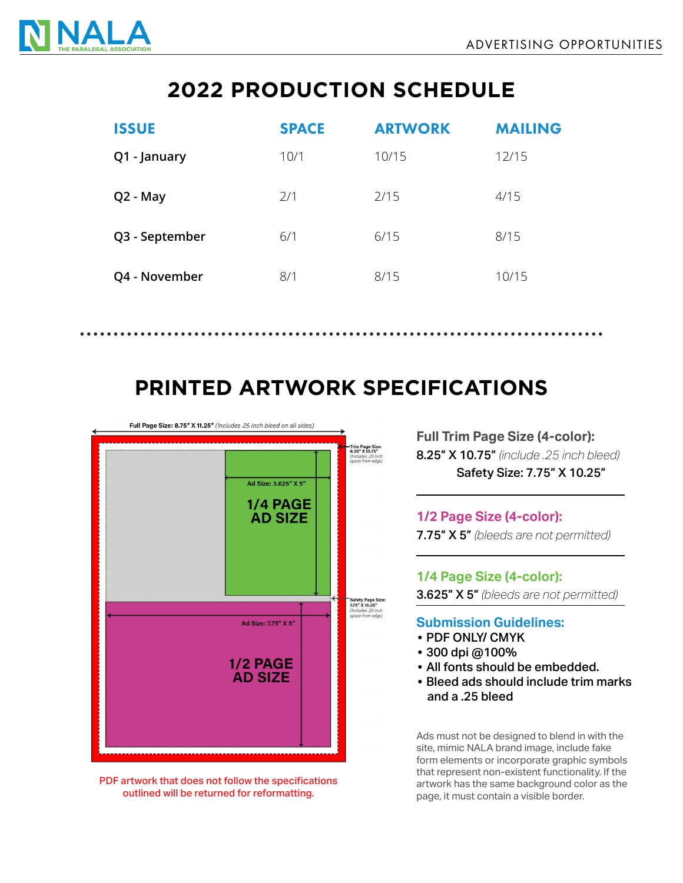## 2022 PRODUCTION SCHEDULE

| ISSUE | SPACE | ARTWORK | MAILING |
| --- | --- | --- | --- |
| Q1 - January | 10/1 | 10/15 | 12/15 |
| Q2 - May | 2/1 | 2/15 | 4/15 |
| Q3 - September | 6/1 | 6/15 | 8/15 |
| Q4 - November | 8/1 | 8/15 | 10/15 |

## PRINTED ARTWORK SPECIFICATIONS

Full Page Size: 8.75" X 11.25" *(Includes .25 inch bleed on all sides)*

Trim Page Size: 8.25" X 10.75" *(Includes .25 inch space from edge)*

Ad Size: 3.625" X 5"

1/4 PAGE AD SIZE

Safety Page Size: 7.75" X 10.25" *(Includes .25 inch space from edge)*

Ad Size: 7.75" X 5"

1/2 PAGE AD SIZE

PDF artwork that does not follow the specifications outlined will be returned for reformatting.

**Full Trim Page Size (4-color):**
8.25" X 10.75" *(include .25 inch bleed)*
Safety Size: 7.75" X 10.25"

**1/2 Page Size (4-color):**
7.75" X 5" *(bleeds are not permitted)*

**1/4 Page Size (4-color):**
3.625" X 5" *(bleeds are not permitted)*

**Submission Guidelines:**

- PDF ONLY/ CMYK
- 300 dpi @100%
- All fonts should be embedded.
- Bleed ads should include trim marks and a .25 bleed

Ads must not be designed to blend in with the site, mimic NALA brand image, include fake form elements or incorporate graphic symbols that represent non-existent functionality. If the artwork has the same background color as the page, it must contain a visible border.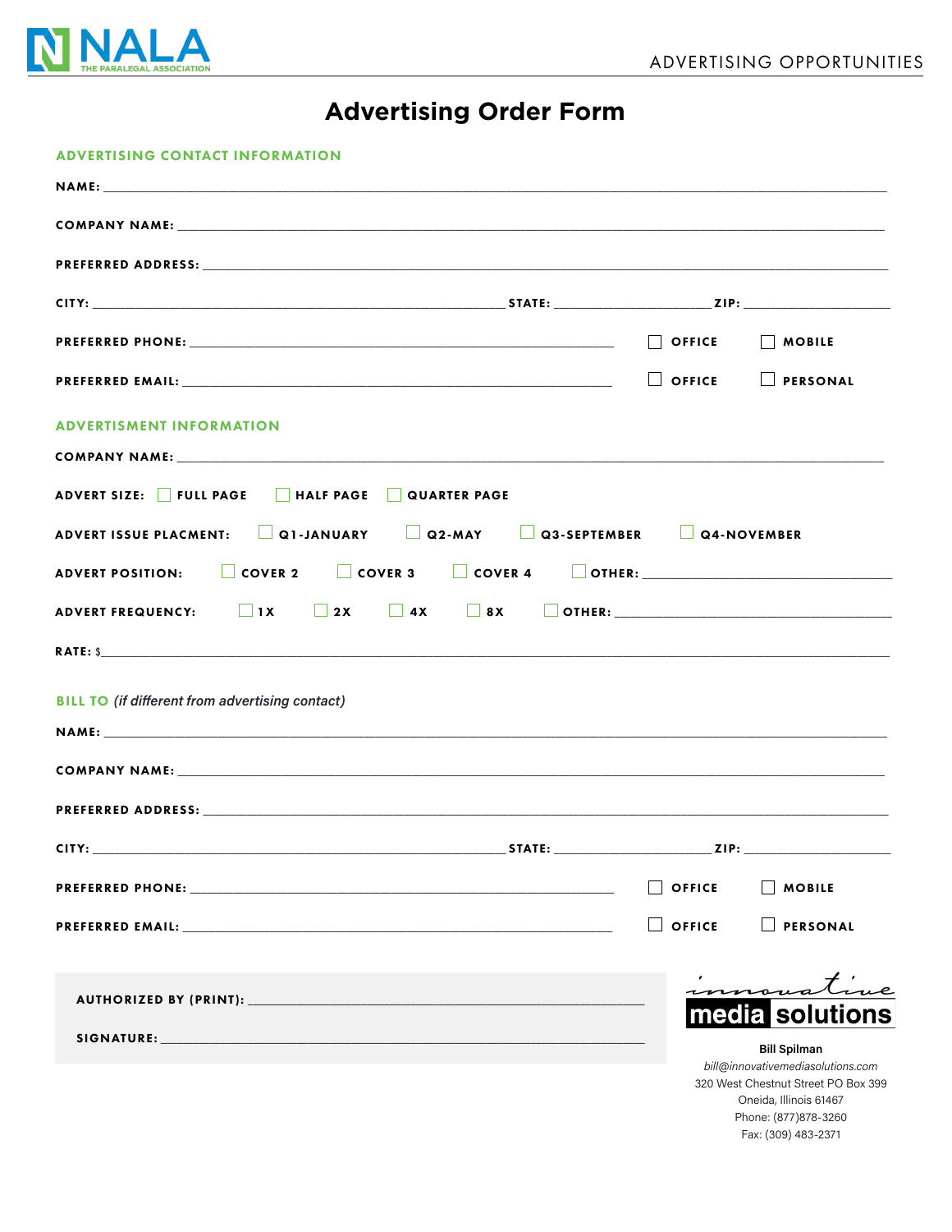NALA THE PARALEGAL ASSOCIATION

ADVERTISING OPPORTUNITIES

# Advertising Order Form

## ADVERTISING CONTACT INFORMATION

**NAME:** ____________________

**COMPANY NAME:** ____________________

**PREFERRED ADDRESS:** ____________________

**CITY:** ____________________ **STATE:** ____________________ **ZIP:** ____________________

**PREFERRED PHONE:** ____________________ ☐ OFFICE ☐ MOBILE

**PREFERRED EMAIL:** ____________________ ☐ OFFICE ☐ PERSONAL

## ADVERTISMENT INFORMATION

**COMPANY NAME:** ____________________

**ADVERT SIZE:** ☐ FULL PAGE ☐ HALF PAGE ☐ QUARTER PAGE

**ADVERT ISSUE PLACMENT:** ☐ Q1-JANUARY ☐ Q2-MAY ☐ Q3-SEPTEMBER ☐ Q4-NOVEMBER

**ADVERT POSITION:** ☐ COVER 2 ☐ COVER 3 ☐ COVER 4 ☐ OTHER: ____________________

**ADVERT FREQUENCY:** ☐ 1X ☐ 2X ☐ 4X ☐ 8X ☐ OTHER: ____________________

**RATE:** $____________________

## BILL TO *(if different from advertising contact)*

**NAME:** ____________________

**COMPANY NAME:** ____________________

**PREFERRED ADDRESS:** ____________________

**CITY:** ____________________ **STATE:** ____________________ **ZIP:** ____________________

**PREFERRED PHONE:** ____________________ ☐ OFFICE ☐ MOBILE

**PREFERRED EMAIL:** ____________________ ☐ OFFICE ☐ PERSONAL

**AUTHORIZED BY (PRINT):** ____________________

**SIGNATURE:** ____________________

innovative media solutions

**Bill Spilman**
*bill@innovativemediasolutions.com*
320 West Chestnut Street PO Box 399
Oneida, Illinois 61467
Phone: (877)878-3260
Fax: (309) 483-2371